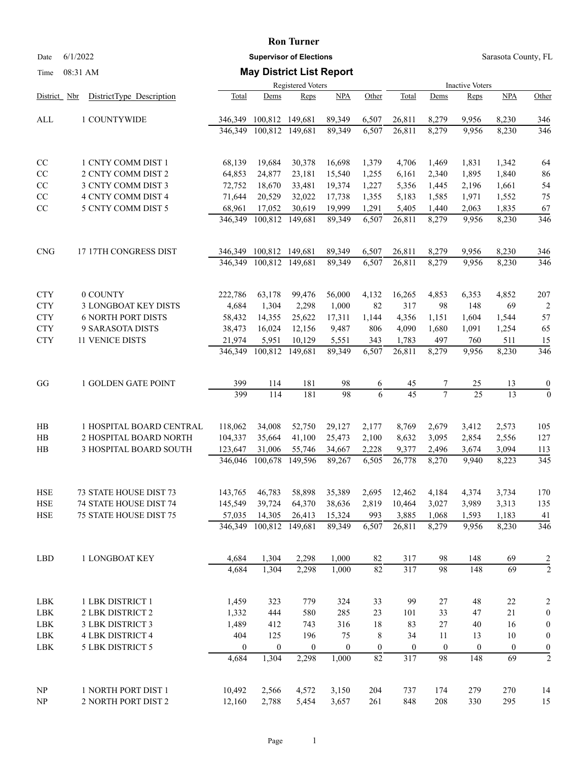# Ron Turner

**Supervisor of Elections**

Sarasota County, FL

Date 6/1/2022

Time 08:31 AM

## May District List Report

| District | Nbr | DistrictType Description | Registered Voters Total | Dems | Reps | NPA | Other | Inactive Voters Total | Dems | Reps | NPA | Other |
|---|---|---|---|---|---|---|---|---|---|---|---|---|
| ALL | 1 | COUNTYWIDE | 346,349 | 100,812 | 149,681 | 89,349 | 6,507 | 26,811 | 8,279 | 9,956 | 8,230 | 346 |
| | | | 346,349 | 100,812 | 149,681 | 89,349 | 6,507 | 26,811 | 8,279 | 9,956 | 8,230 | 346 |
| CC | 1 | CNTY COMM DIST 1 | 68,139 | 19,684 | 30,378 | 16,698 | 1,379 | 4,706 | 1,469 | 1,831 | 1,342 | 64 |
| CC | 2 | CNTY COMM DIST 2 | 64,853 | 24,877 | 23,181 | 15,540 | 1,255 | 6,161 | 2,340 | 1,895 | 1,840 | 86 |
| CC | 3 | CNTY COMM DIST 3 | 72,752 | 18,670 | 33,481 | 19,374 | 1,227 | 5,356 | 1,445 | 2,196 | 1,661 | 54 |
| CC | 4 | CNTY COMM DIST 4 | 71,644 | 20,529 | 32,022 | 17,738 | 1,355 | 5,183 | 1,585 | 1,971 | 1,552 | 75 |
| CC | 5 | CNTY COMM DIST 5 | 68,961 | 17,052 | 30,619 | 19,999 | 1,291 | 5,405 | 1,440 | 2,063 | 1,835 | 67 |
| | | | 346,349 | 100,812 | 149,681 | 89,349 | 6,507 | 26,811 | 8,279 | 9,956 | 8,230 | 346 |
| CNG | 17 | 17TH CONGRESS DIST | 346,349 | 100,812 | 149,681 | 89,349 | 6,507 | 26,811 | 8,279 | 9,956 | 8,230 | 346 |
| | | | 346,349 | 100,812 | 149,681 | 89,349 | 6,507 | 26,811 | 8,279 | 9,956 | 8,230 | 346 |
| CTY | 0 | COUNTY | 222,786 | 63,178 | 99,476 | 56,000 | 4,132 | 16,265 | 4,853 | 6,353 | 4,852 | 207 |
| CTY | 3 | LONGBOAT KEY DISTS | 4,684 | 1,304 | 2,298 | 1,000 | 82 | 317 | 98 | 148 | 69 | 2 |
| CTY | 6 | NORTH PORT DISTS | 58,432 | 14,355 | 25,622 | 17,311 | 1,144 | 4,356 | 1,151 | 1,604 | 1,544 | 57 |
| CTY | 9 | SARASOTA DISTS | 38,473 | 16,024 | 12,156 | 9,487 | 806 | 4,090 | 1,680 | 1,091 | 1,254 | 65 |
| CTY | 11 | VENICE DISTS | 21,974 | 5,951 | 10,129 | 5,551 | 343 | 1,783 | 497 | 760 | 511 | 15 |
| | | | 346,349 | 100,812 | 149,681 | 89,349 | 6,507 | 26,811 | 8,279 | 9,956 | 8,230 | 346 |
| GG | 1 | GOLDEN GATE POINT | 399 | 114 | 181 | 98 | 6 | 45 | 7 | 25 | 13 | 0 |
| | | | 399 | 114 | 181 | 98 | 6 | 45 | 7 | 25 | 13 | 0 |
| HB | 1 | HOSPITAL BOARD CENTRAL | 118,062 | 34,008 | 52,750 | 29,127 | 2,177 | 8,769 | 2,679 | 3,412 | 2,573 | 105 |
| HB | 2 | HOSPITAL BOARD NORTH | 104,337 | 35,664 | 41,100 | 25,473 | 2,100 | 8,632 | 3,095 | 2,854 | 2,556 | 127 |
| HB | 3 | HOSPITAL BOARD SOUTH | 123,647 | 31,006 | 55,746 | 34,667 | 2,228 | 9,377 | 2,496 | 3,674 | 3,094 | 113 |
| | | | 346,046 | 100,678 | 149,596 | 89,267 | 6,505 | 26,778 | 8,270 | 9,940 | 8,223 | 345 |
| HSE | 73 | STATE HOUSE DIST 73 | 143,765 | 46,783 | 58,898 | 35,389 | 2,695 | 12,462 | 4,184 | 4,374 | 3,734 | 170 |
| HSE | 74 | STATE HOUSE DIST 74 | 145,549 | 39,724 | 64,370 | 38,636 | 2,819 | 10,464 | 3,027 | 3,989 | 3,313 | 135 |
| HSE | 75 | STATE HOUSE DIST 75 | 57,035 | 14,305 | 26,413 | 15,324 | 993 | 3,885 | 1,068 | 1,593 | 1,183 | 41 |
| | | | 346,349 | 100,812 | 149,681 | 89,349 | 6,507 | 26,811 | 8,279 | 9,956 | 8,230 | 346 |
| LBD | 1 | LONGBOAT KEY | 4,684 | 1,304 | 2,298 | 1,000 | 82 | 317 | 98 | 148 | 69 | 2 |
| | | | 4,684 | 1,304 | 2,298 | 1,000 | 82 | 317 | 98 | 148 | 69 | 2 |
| LBK | 1 | LBK DISTRICT 1 | 1,459 | 323 | 779 | 324 | 33 | 99 | 27 | 48 | 22 | 2 |
| LBK | 2 | LBK DISTRICT 2 | 1,332 | 444 | 580 | 285 | 23 | 101 | 33 | 47 | 21 | 0 |
| LBK | 3 | LBK DISTRICT 3 | 1,489 | 412 | 743 | 316 | 18 | 83 | 27 | 40 | 16 | 0 |
| LBK | 4 | LBK DISTRICT 4 | 404 | 125 | 196 | 75 | 8 | 34 | 11 | 13 | 10 | 0 |
| LBK | 5 | LBK DISTRICT 5 | 0 | 0 | 0 | 0 | 0 | 0 | 0 | 0 | 0 | 0 |
| | | | 4,684 | 1,304 | 2,298 | 1,000 | 82 | 317 | 98 | 148 | 69 | 2 |
| NP | 1 | NORTH PORT DIST 1 | 10,492 | 2,566 | 4,572 | 3,150 | 204 | 737 | 174 | 279 | 270 | 14 |
| NP | 2 | NORTH PORT DIST 2 | 12,160 | 2,788 | 5,454 | 3,657 | 261 | 848 | 208 | 330 | 295 | 15 |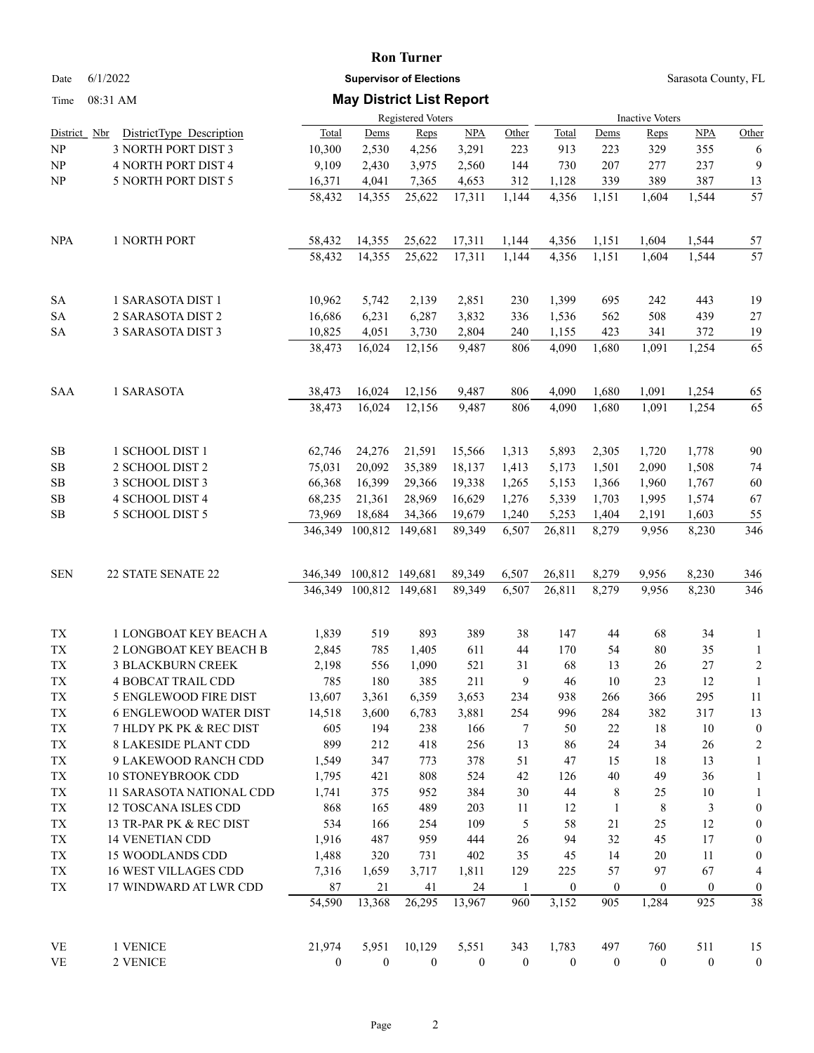**Ron Turner**

Date 6/1/2022 **Supervisor of Elections** Sarasota County, FL

Time 08:31 AM **May District List Report**

| | | Registered Voters | | | | | Inactive Voters | | | | |
|---|---|---|---|---|---|---|---|---|---|---|---|
| District_Nbr | DistrictType Description | Total | Dems | Reps | NPA | Other | Total | Dems | Reps | NPA | Other |
| NP | 3 NORTH PORT DIST 3 | 10,300 | 2,530 | 4,256 | 3,291 | 223 | 913 | 223 | 329 | 355 | 6 |
| NP | 4 NORTH PORT DIST 4 | 9,109 | 2,430 | 3,975 | 2,560 | 144 | 730 | 207 | 277 | 237 | 9 |
| NP | 5 NORTH PORT DIST 5 | 16,371 | 4,041 | 7,365 | 4,653 | 312 | 1,128 | 339 | 389 | 387 | 13 |
| | | 58,432 | 14,355 | 25,622 | 17,311 | 1,144 | 4,356 | 1,151 | 1,604 | 1,544 | 57 |
| NPA | 1 NORTH PORT | 58,432 | 14,355 | 25,622 | 17,311 | 1,144 | 4,356 | 1,151 | 1,604 | 1,544 | 57 |
| | | 58,432 | 14,355 | 25,622 | 17,311 | 1,144 | 4,356 | 1,151 | 1,604 | 1,544 | 57 |
| SA | 1 SARASOTA DIST 1 | 10,962 | 5,742 | 2,139 | 2,851 | 230 | 1,399 | 695 | 242 | 443 | 19 |
| SA | 2 SARASOTA DIST 2 | 16,686 | 6,231 | 6,287 | 3,832 | 336 | 1,536 | 562 | 508 | 439 | 27 |
| SA | 3 SARASOTA DIST 3 | 10,825 | 4,051 | 3,730 | 2,804 | 240 | 1,155 | 423 | 341 | 372 | 19 |
| | | 38,473 | 16,024 | 12,156 | 9,487 | 806 | 4,090 | 1,680 | 1,091 | 1,254 | 65 |
| SAA | 1 SARASOTA | 38,473 | 16,024 | 12,156 | 9,487 | 806 | 4,090 | 1,680 | 1,091 | 1,254 | 65 |
| | | 38,473 | 16,024 | 12,156 | 9,487 | 806 | 4,090 | 1,680 | 1,091 | 1,254 | 65 |
| SB | 1 SCHOOL DIST 1 | 62,746 | 24,276 | 21,591 | 15,566 | 1,313 | 5,893 | 2,305 | 1,720 | 1,778 | 90 |
| SB | 2 SCHOOL DIST 2 | 75,031 | 20,092 | 35,389 | 18,137 | 1,413 | 5,173 | 1,501 | 2,090 | 1,508 | 74 |
| SB | 3 SCHOOL DIST 3 | 66,368 | 16,399 | 29,366 | 19,338 | 1,265 | 5,153 | 1,366 | 1,960 | 1,767 | 60 |
| SB | 4 SCHOOL DIST 4 | 68,235 | 21,361 | 28,969 | 16,629 | 1,276 | 5,339 | 1,703 | 1,995 | 1,574 | 67 |
| SB | 5 SCHOOL DIST 5 | 73,969 | 18,684 | 34,366 | 19,679 | 1,240 | 5,253 | 1,404 | 2,191 | 1,603 | 55 |
| | | 346,349 | 100,812 | 149,681 | 89,349 | 6,507 | 26,811 | 8,279 | 9,956 | 8,230 | 346 |
| SEN | 22 STATE SENATE 22 | 346,349 | 100,812 | 149,681 | 89,349 | 6,507 | 26,811 | 8,279 | 9,956 | 8,230 | 346 |
| | | 346,349 | 100,812 | 149,681 | 89,349 | 6,507 | 26,811 | 8,279 | 9,956 | 8,230 | 346 |
| TX | 1 LONGBOAT KEY BEACH A | 1,839 | 519 | 893 | 389 | 38 | 147 | 44 | 68 | 34 | 1 |
| TX | 2 LONGBOAT KEY BEACH B | 2,845 | 785 | 1,405 | 611 | 44 | 170 | 54 | 80 | 35 | 1 |
| TX | 3 BLACKBURN CREEK | 2,198 | 556 | 1,090 | 521 | 31 | 68 | 13 | 26 | 27 | 2 |
| TX | 4 BOBCAT TRAIL CDD | 785 | 180 | 385 | 211 | 9 | 46 | 10 | 23 | 12 | 1 |
| TX | 5 ENGLEWOOD FIRE DIST | 13,607 | 3,361 | 6,359 | 3,653 | 234 | 938 | 266 | 366 | 295 | 11 |
| TX | 6 ENGLEWOOD WATER DIST | 14,518 | 3,600 | 6,783 | 3,881 | 254 | 996 | 284 | 382 | 317 | 13 |
| TX | 7 HLDY PK PK & REC DIST | 605 | 194 | 238 | 166 | 7 | 50 | 22 | 18 | 10 | 0 |
| TX | 8 LAKESIDE PLANT CDD | 899 | 212 | 418 | 256 | 13 | 86 | 24 | 34 | 26 | 2 |
| TX | 9 LAKEWOOD RANCH CDD | 1,549 | 347 | 773 | 378 | 51 | 47 | 15 | 18 | 13 | 1 |
| TX | 10 STONEYBROOK CDD | 1,795 | 421 | 808 | 524 | 42 | 126 | 40 | 49 | 36 | 1 |
| TX | 11 SARASOTA NATIONAL CDD | 1,741 | 375 | 952 | 384 | 30 | 44 | 8 | 25 | 10 | 1 |
| TX | 12 TOSCANA ISLES CDD | 868 | 165 | 489 | 203 | 11 | 12 | 1 | 8 | 3 | 0 |
| TX | 13 TR-PAR PK & REC DIST | 534 | 166 | 254 | 109 | 5 | 58 | 21 | 25 | 12 | 0 |
| TX | 14 VENETIAN CDD | 1,916 | 487 | 959 | 444 | 26 | 94 | 32 | 45 | 17 | 0 |
| TX | 15 WOODLANDS CDD | 1,488 | 320 | 731 | 402 | 35 | 45 | 14 | 20 | 11 | 0 |
| TX | 16 WEST VILLAGES CDD | 7,316 | 1,659 | 3,717 | 1,811 | 129 | 225 | 57 | 97 | 67 | 4 |
| TX | 17 WINDWARD AT LWR CDD | 87 | 21 | 41 | 24 | 1 | 0 | 0 | 0 | 0 | 0 |
| | | 54,590 | 13,368 | 26,295 | 13,967 | 960 | 3,152 | 905 | 1,284 | 925 | 38 |
| VE | 1 VENICE | 21,974 | 5,951 | 10,129 | 5,551 | 343 | 1,783 | 497 | 760 | 511 | 15 |
| VE | 2 VENICE | 0 | 0 | 0 | 0 | 0 | 0 | 0 | 0 | 0 | 0 |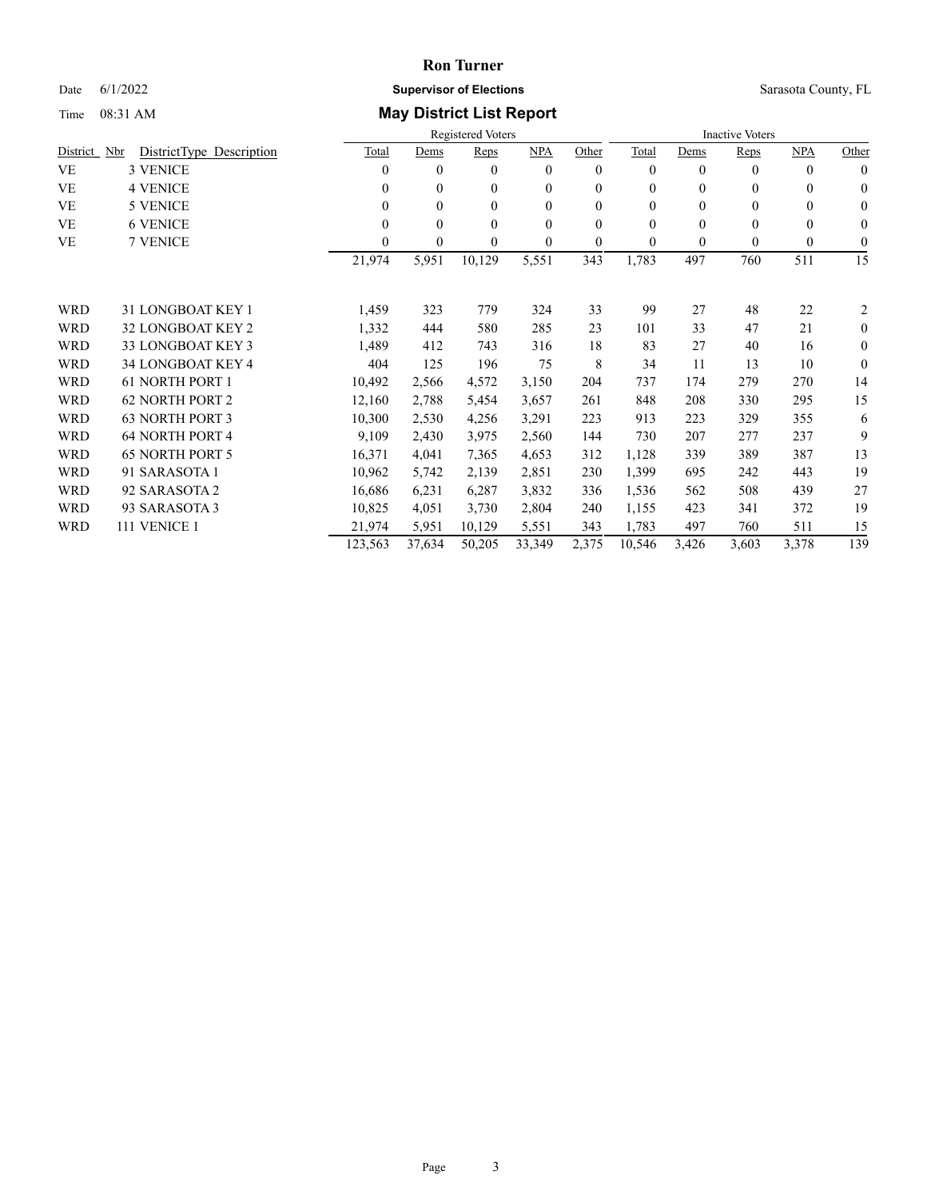# Ron Turner

Date 6/1/2022 **Supervisor of Elections** Sarasota County, FL

Time 08:31 AM **May District List Report**

| District | Nbr | DistrictType Description | Registered Voters Total | Dems | Reps | NPA | Other | Inactive Voters Total | Dems | Reps | NPA | Other |
|---|---|---|---|---|---|---|---|---|---|---|---|---|
| VE | 3 | VENICE | 0 | 0 | 0 | 0 | 0 | 0 | 0 | 0 | 0 | 0 |
| VE | 4 | VENICE | 0 | 0 | 0 | 0 | 0 | 0 | 0 | 0 | 0 | 0 |
| VE | 5 | VENICE | 0 | 0 | 0 | 0 | 0 | 0 | 0 | 0 | 0 | 0 |
| VE | 6 | VENICE | 0 | 0 | 0 | 0 | 0 | 0 | 0 | 0 | 0 | 0 |
| VE | 7 | VENICE | 0 | 0 | 0 | 0 | 0 | 0 | 0 | 0 | 0 | 0 |
| | | | 21,974 | 5,951 | 10,129 | 5,551 | 343 | 1,783 | 497 | 760 | 511 | 15 |
| WRD | 31 | LONGBOAT KEY 1 | 1,459 | 323 | 779 | 324 | 33 | 99 | 27 | 48 | 22 | 2 |
| WRD | 32 | LONGBOAT KEY 2 | 1,332 | 444 | 580 | 285 | 23 | 101 | 33 | 47 | 21 | 0 |
| WRD | 33 | LONGBOAT KEY 3 | 1,489 | 412 | 743 | 316 | 18 | 83 | 27 | 40 | 16 | 0 |
| WRD | 34 | LONGBOAT KEY 4 | 404 | 125 | 196 | 75 | 8 | 34 | 11 | 13 | 10 | 0 |
| WRD | 61 | NORTH PORT 1 | 10,492 | 2,566 | 4,572 | 3,150 | 204 | 737 | 174 | 279 | 270 | 14 |
| WRD | 62 | NORTH PORT 2 | 12,160 | 2,788 | 5,454 | 3,657 | 261 | 848 | 208 | 330 | 295 | 15 |
| WRD | 63 | NORTH PORT 3 | 10,300 | 2,530 | 4,256 | 3,291 | 223 | 913 | 223 | 329 | 355 | 6 |
| WRD | 64 | NORTH PORT 4 | 9,109 | 2,430 | 3,975 | 2,560 | 144 | 730 | 207 | 277 | 237 | 9 |
| WRD | 65 | NORTH PORT 5 | 16,371 | 4,041 | 7,365 | 4,653 | 312 | 1,128 | 339 | 389 | 387 | 13 |
| WRD | 91 | SARASOTA 1 | 10,962 | 5,742 | 2,139 | 2,851 | 230 | 1,399 | 695 | 242 | 443 | 19 |
| WRD | 92 | SARASOTA 2 | 16,686 | 6,231 | 6,287 | 3,832 | 336 | 1,536 | 562 | 508 | 439 | 27 |
| WRD | 93 | SARASOTA 3 | 10,825 | 4,051 | 3,730 | 2,804 | 240 | 1,155 | 423 | 341 | 372 | 19 |
| WRD | 111 | VENICE 1 | 21,974 | 5,951 | 10,129 | 5,551 | 343 | 1,783 | 497 | 760 | 511 | 15 |
| | | | 123,563 | 37,634 | 50,205 | 33,349 | 2,375 | 10,546 | 3,426 | 3,603 | 3,378 | 139 |